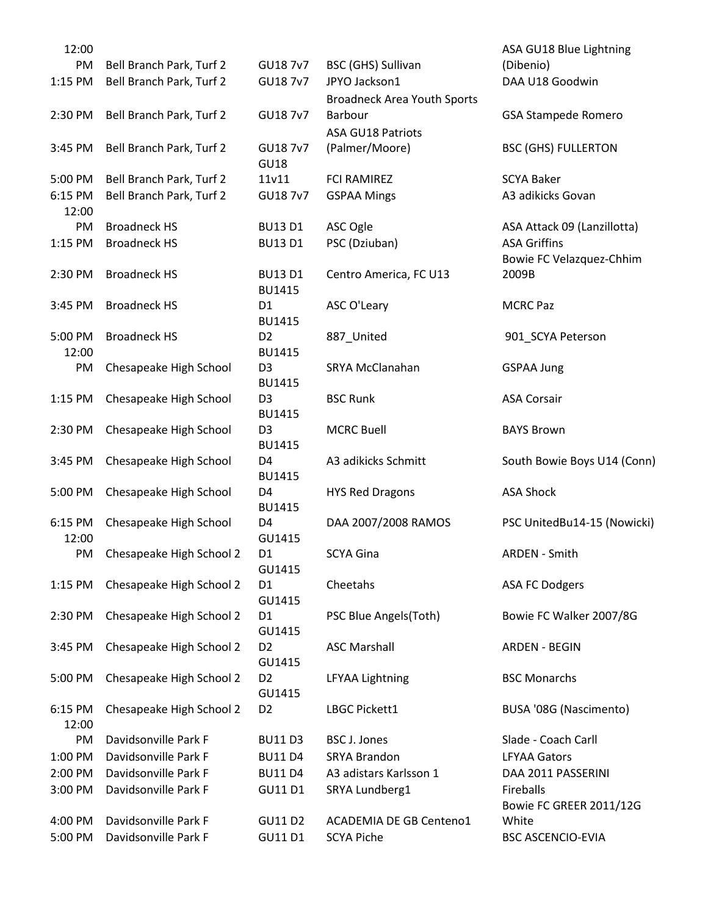| Time | Location | Division | Home | Away |
|---|---|---|---|---|
| 12:00 PM | Bell Branch Park, Turf 2 | GU18 7v7 | BSC (GHS) Sullivan | ASA GU18 Blue Lightning (Dibenio) |
| 1:15 PM | Bell Branch Park, Turf 2 | GU18 7v7 | JPYO Jackson1 | DAA U18 Goodwin |
| 2:30 PM | Bell Branch Park, Turf 2 | GU18 7v7 | Broadneck Area Youth Sports Barbour | GSA Stampede Romero |
| 3:45 PM | Bell Branch Park, Turf 2 | GU18 7v7 | ASA GU18 Patriots (Palmer/Moore) | BSC (GHS) FULLERTON |
| 5:00 PM | Bell Branch Park, Turf 2 | GU18 11v11 | FCI RAMIREZ | SCYA Baker |
| 6:15 PM | Bell Branch Park, Turf 2 | GU18 7v7 | GSPAA Mings | A3 adikicks Govan |
| 12:00 PM | Broadneck HS | BU13 D1 | ASC Ogle | ASA Attack 09 (Lanzillotta) |
| 1:15 PM | Broadneck HS | BU13 D1 | PSC (Dziuban) | ASA Griffins |
| 2:30 PM | Broadneck HS | BU13 D1 | Centro America, FC U13 | Bowie FC Velazquez-Chhim 2009B |
| 3:45 PM | Broadneck HS | BU1415 D1 | ASC O'Leary | MCRC Paz |
| 5:00 PM | Broadneck HS | BU1415 D2 | 887_United | 901_SCYA Peterson |
| 12:00 PM | Chesapeake High School | BU1415 D3 | SRYA McClanahan | GSPAA Jung |
| 1:15 PM | Chesapeake High School | BU1415 D3 | BSC Runk | ASA Corsair |
| 2:30 PM | Chesapeake High School | BU1415 D3 | MCRC Buell | BAYS Brown |
| 3:45 PM | Chesapeake High School | BU1415 D4 | A3 adikicks Schmitt | South Bowie Boys U14 (Conn) |
| 5:00 PM | Chesapeake High School | BU1415 D4 | HYS Red Dragons | ASA Shock |
| 6:15 PM | Chesapeake High School | BU1415 D4 | DAA 2007/2008 RAMOS | PSC UnitedBu14-15 (Nowicki) |
| 12:00 PM | Chesapeake High School 2 | GU1415 D1 | SCYA Gina | ARDEN - Smith |
| 1:15 PM | Chesapeake High School 2 | GU1415 D1 | Cheetahs | ASA FC Dodgers |
| 2:30 PM | Chesapeake High School 2 | GU1415 D1 | PSC Blue Angels(Toth) | Bowie FC Walker 2007/8G |
| 3:45 PM | Chesapeake High School 2 | GU1415 D2 | ASC Marshall | ARDEN - BEGIN |
| 5:00 PM | Chesapeake High School 2 | GU1415 D2 | LFYAA Lightning | BSC Monarchs |
| 6:15 PM | Chesapeake High School 2 | GU1415 D2 | LBGC Pickett1 | BUSA '08G (Nascimento) |
| 12:00 PM | Davidsonville Park F | BU11 D3 | BSC J. Jones | Slade - Coach Carll |
| 1:00 PM | Davidsonville Park F | BU11 D4 | SRYA Brandon | LFYAA Gators |
| 2:00 PM | Davidsonville Park F | BU11 D4 | A3 adistars Karlsson 1 | DAA 2011 PASSERINI |
| 3:00 PM | Davidsonville Park F | GU11 D1 | SRYA Lundberg1 | Fireballs |
| 4:00 PM | Davidsonville Park F | GU11 D2 | ACADEMIA DE GB Centeno1 | Bowie FC GREER 2011/12G White |
| 5:00 PM | Davidsonville Park F | GU11 D1 | SCYA Piche | BSC ASCENCIO-EVIA |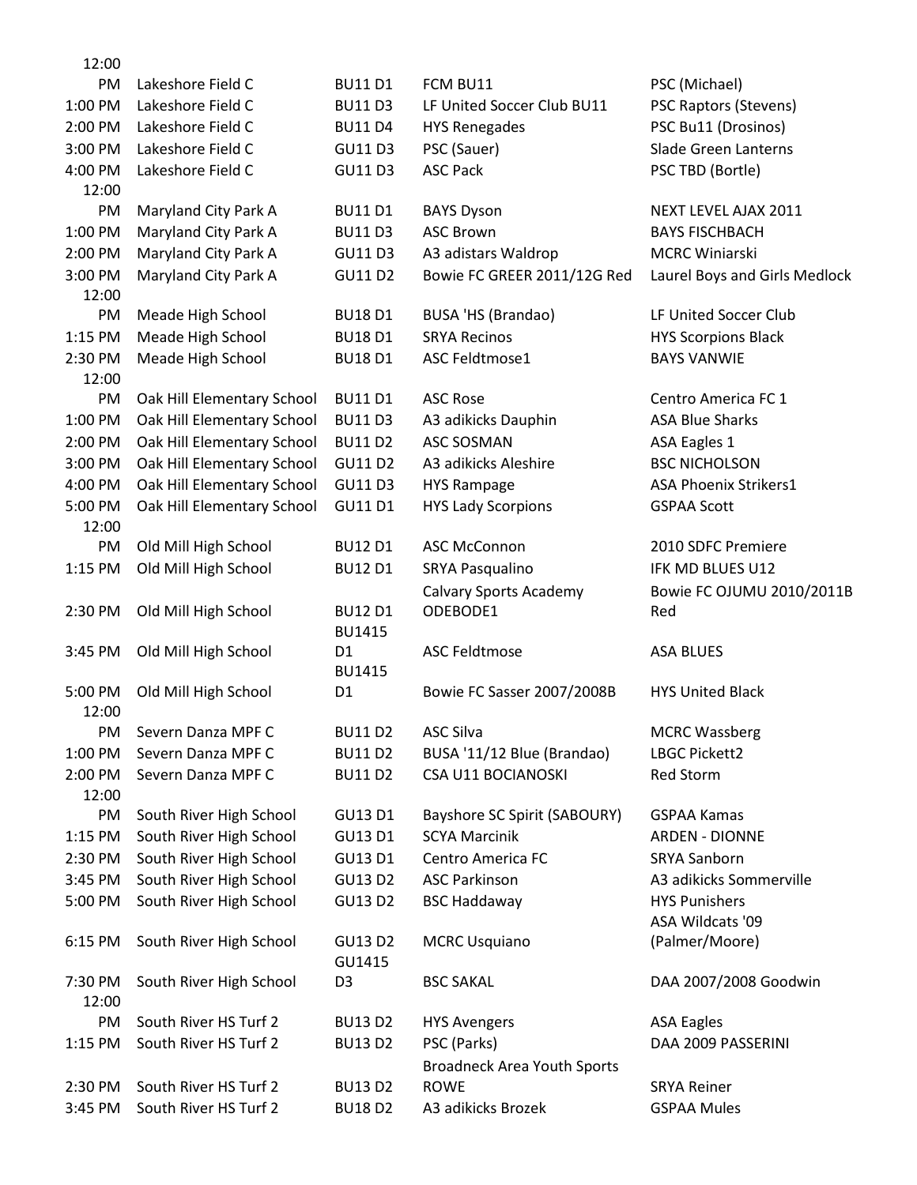| | | | | |
|---|---|---|---|---|
| 12:00 PM | Lakeshore Field C | BU11 D1 | FCM BU11 | PSC (Michael) |
| 1:00 PM | Lakeshore Field C | BU11 D3 | LF United Soccer Club BU11 | PSC Raptors (Stevens) |
| 2:00 PM | Lakeshore Field C | BU11 D4 | HYS Renegades | PSC Bu11 (Drosinos) |
| 3:00 PM | Lakeshore Field C | GU11 D3 | PSC (Sauer) | Slade Green Lanterns |
| 4:00 PM | Lakeshore Field C | GU11 D3 | ASC Pack | PSC TBD (Bortle) |
| 12:00 PM | Maryland City Park A | BU11 D1 | BAYS Dyson | NEXT LEVEL AJAX 2011 |
| 1:00 PM | Maryland City Park A | BU11 D3 | ASC Brown | BAYS FISCHBACH |
| 2:00 PM | Maryland City Park A | GU11 D3 | A3 adistars Waldrop | MCRC Winiarski |
| 3:00 PM | Maryland City Park A | GU11 D2 | Bowie FC GREER 2011/12G Red | Laurel Boys and Girls Medlock |
| 12:00 PM | Meade High School | BU18 D1 | BUSA 'HS (Brandao) | LF United Soccer Club |
| 1:15 PM | Meade High School | BU18 D1 | SRYA Recinos | HYS Scorpions Black |
| 2:30 PM | Meade High School | BU18 D1 | ASC Feldtmose1 | BAYS VANWIE |
| 12:00 PM | Oak Hill Elementary School | BU11 D1 | ASC Rose | Centro America FC 1 |
| 1:00 PM | Oak Hill Elementary School | BU11 D3 | A3 adikicks Dauphin | ASA Blue Sharks |
| 2:00 PM | Oak Hill Elementary School | BU11 D2 | ASC SOSMAN | ASA Eagles 1 |
| 3:00 PM | Oak Hill Elementary School | GU11 D2 | A3 adikicks Aleshire | BSC NICHOLSON |
| 4:00 PM | Oak Hill Elementary School | GU11 D3 | HYS Rampage | ASA Phoenix Strikers1 |
| 5:00 PM | Oak Hill Elementary School | GU11 D1 | HYS Lady Scorpions | GSPAA Scott |
| 12:00 PM | Old Mill High School | BU12 D1 | ASC McConnon | 2010 SDFC Premiere |
| 1:15 PM | Old Mill High School | BU12 D1 | SRYA Pasqualino | IFK MD BLUES U12 |
| 2:30 PM | Old Mill High School | BU12 D1 | Calvary Sports Academy ODEBODE1 | Bowie FC OJUMU 2010/2011B Red |
| 3:45 PM | Old Mill High School | BU1415 D1 | ASC Feldtmose | ASA BLUES |
| 5:00 PM | Old Mill High School | BU1415 D1 | Bowie FC Sasser 2007/2008B | HYS United Black |
| 12:00 PM | Severn Danza MPF C | BU11 D2 | ASC Silva | MCRC Wassberg |
| 1:00 PM | Severn Danza MPF C | BU11 D2 | BUSA '11/12 Blue (Brandao) | LBGC Pickett2 |
| 2:00 PM | Severn Danza MPF C | BU11 D2 | CSA U11 BOCIANOSKI | Red Storm |
| 12:00 PM | South River High School | GU13 D1 | Bayshore SC Spirit (SABOURY) | GSPAA Kamas |
| 1:15 PM | South River High School | GU13 D1 | SCYA Marcinik | ARDEN - DIONNE |
| 2:30 PM | South River High School | GU13 D1 | Centro America FC | SRYA Sanborn |
| 3:45 PM | South River High School | GU13 D2 | ASC Parkinson | A3 adikicks Sommerville |
| 5:00 PM | South River High School | GU13 D2 | BSC Haddaway | HYS Punishers |
| 6:15 PM | South River High School | GU13 D2 | MCRC Usquiano | ASA Wildcats '09 (Palmer/Moore) |
| 7:30 PM | South River High School | GU1415 D3 | BSC SAKAL | DAA 2007/2008 Goodwin |
| 12:00 PM | South River HS Turf 2 | BU13 D2 | HYS Avengers | ASA Eagles |
| 1:15 PM | South River HS Turf 2 | BU13 D2 | PSC (Parks) | DAA 2009 PASSERINI |
| 2:30 PM | South River HS Turf 2 | BU13 D2 | Broadneck Area Youth Sports ROWE | SRYA Reiner |
| 3:45 PM | South River HS Turf 2 | BU18 D2 | A3 adikicks Brozek | GSPAA Mules |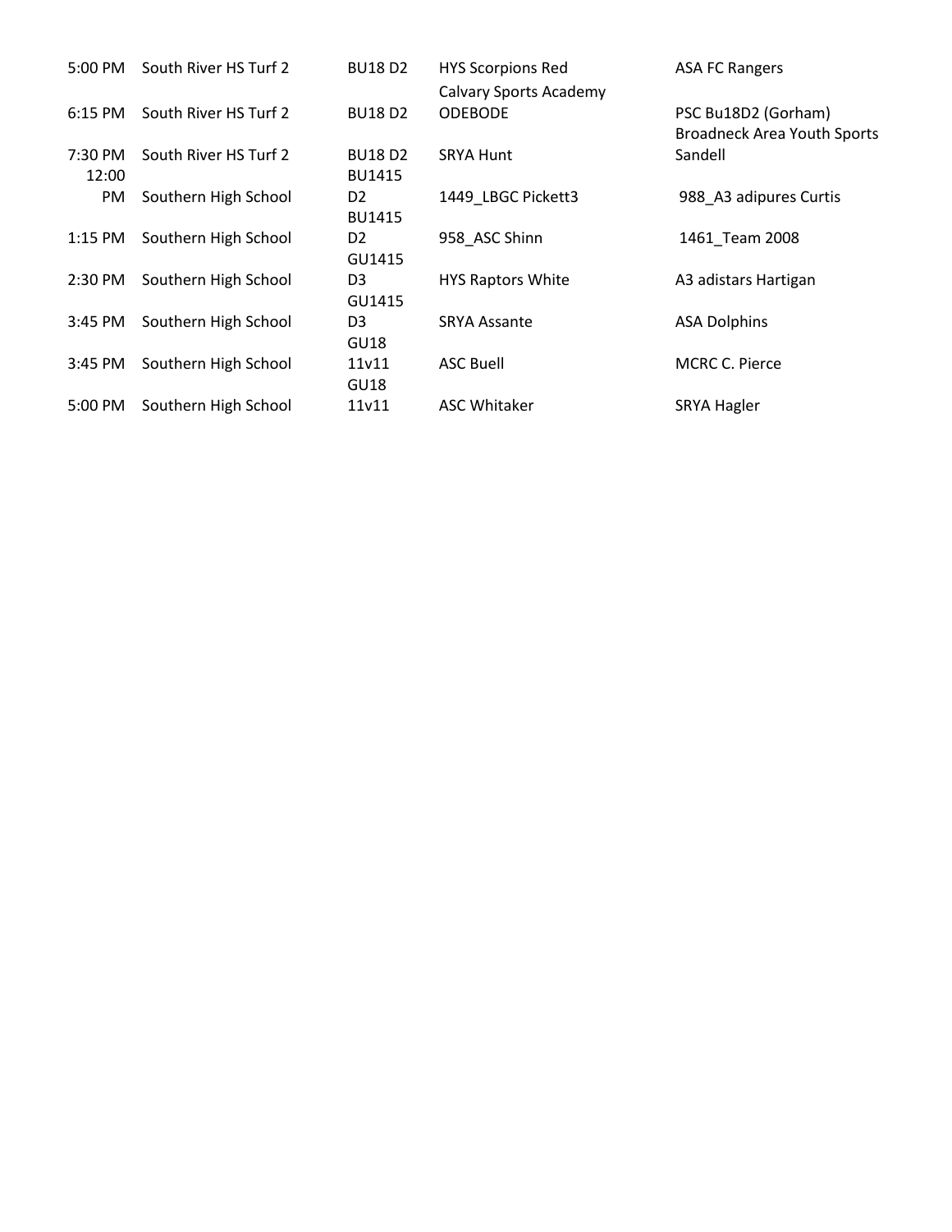| | | | | |
|---|---|---|---|---|
| 5:00 PM | South River HS Turf 2 | BU18 D2 | HYS Scorpions Red | ASA FC Rangers |
| 6:15 PM | South River HS Turf 2 | BU18 D2 | Calvary Sports Academy ODEBODE | PSC Bu18D2 (Gorham) |
| 7:30 PM | South River HS Turf 2 | BU18 D2 | SRYA Hunt | Broadneck Area Youth Sports Sandell |
| 12:00 PM | Southern High School | BU1415 D2 | 1449_LBGC Pickett3 | 988_A3 adipures Curtis |
| 1:15 PM | Southern High School | BU1415 D2 | 958_ASC Shinn | 1461_Team 2008 |
| 2:30 PM | Southern High School | GU1415 D3 | HYS Raptors White | A3 adistars Hartigan |
| 3:45 PM | Southern High School | GU1415 D3 | SRYA Assante | ASA Dolphins |
| 3:45 PM | Southern High School | GU18 11v11 | ASC Buell | MCRC C. Pierce |
| 5:00 PM | Southern High School | GU18 11v11 | ASC Whitaker | SRYA Hagler |